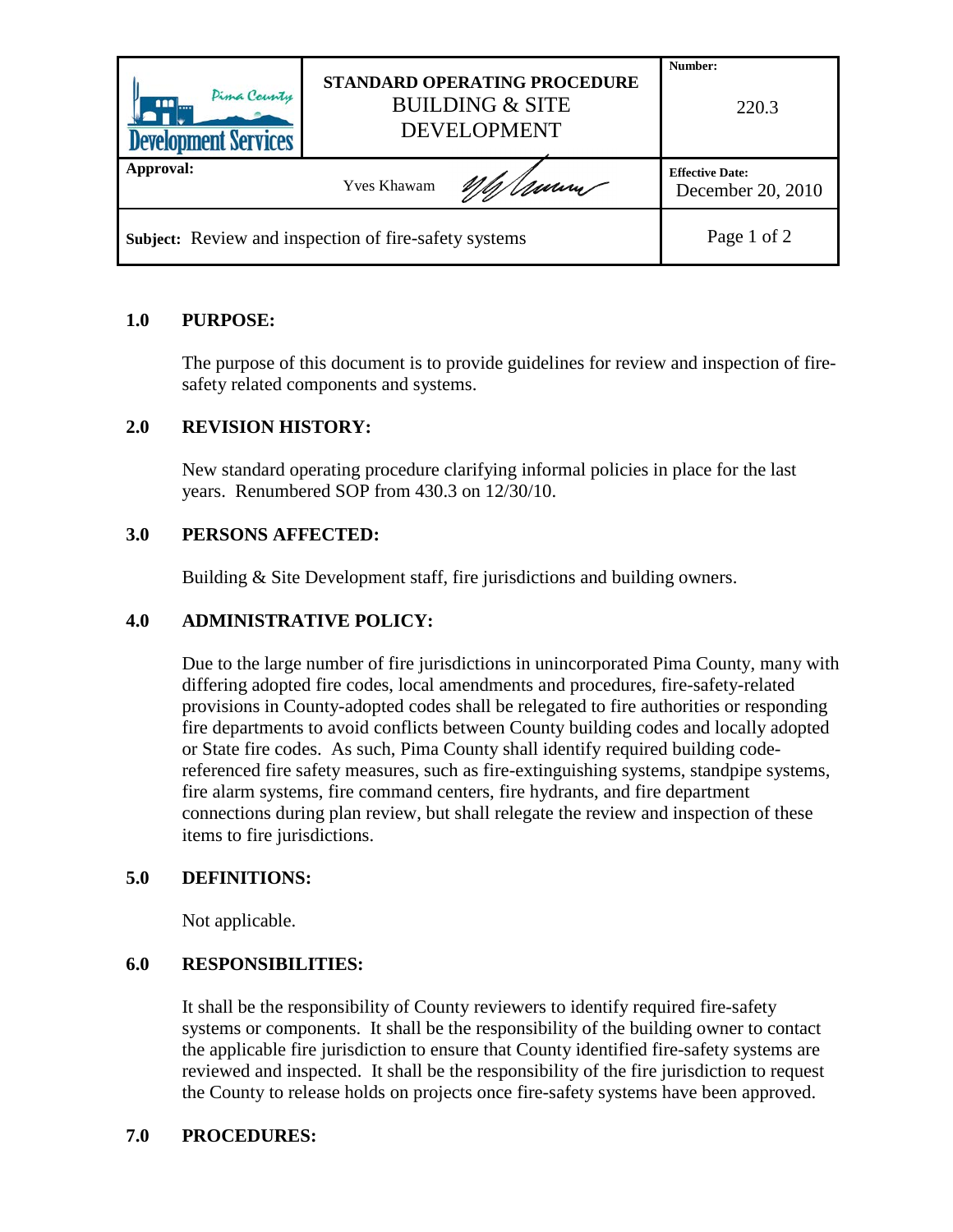| Pima County Development Services | STANDARD OPERATING PROCEDURE<br>BUILDING & SITE DEVELOPMENT | **Number:**<br>220.3 |
|---|---|---|
| **Approval:** | Yves Khawam | **Effective Date:**<br>December 20, 2010 |
| **Subject:** Review and inspection of fire-safety systems | | Page 1 of 2 |

## 1.0 PURPOSE:

The purpose of this document is to provide guidelines for review and inspection of fire-safety related components and systems.

## 2.0 REVISION HISTORY:

New standard operating procedure clarifying informal policies in place for the last years. Renumbered SOP from 430.3 on 12/30/10.

## 3.0 PERSONS AFFECTED:

Building & Site Development staff, fire jurisdictions and building owners.

## 4.0 ADMINISTRATIVE POLICY:

Due to the large number of fire jurisdictions in unincorporated Pima County, many with differing adopted fire codes, local amendments and procedures, fire-safety-related provisions in County-adopted codes shall be relegated to fire authorities or responding fire departments to avoid conflicts between County building codes and locally adopted or State fire codes. As such, Pima County shall identify required building code-referenced fire safety measures, such as fire-extinguishing systems, standpipe systems, fire alarm systems, fire command centers, fire hydrants, and fire department connections during plan review, but shall relegate the review and inspection of these items to fire jurisdictions.

## 5.0 DEFINITIONS:

Not applicable.

## 6.0 RESPONSIBILITIES:

It shall be the responsibility of County reviewers to identify required fire-safety systems or components. It shall be the responsibility of the building owner to contact the applicable fire jurisdiction to ensure that County identified fire-safety systems are reviewed and inspected. It shall be the responsibility of the fire jurisdiction to request the County to release holds on projects once fire-safety systems have been approved.

## 7.0 PROCEDURES: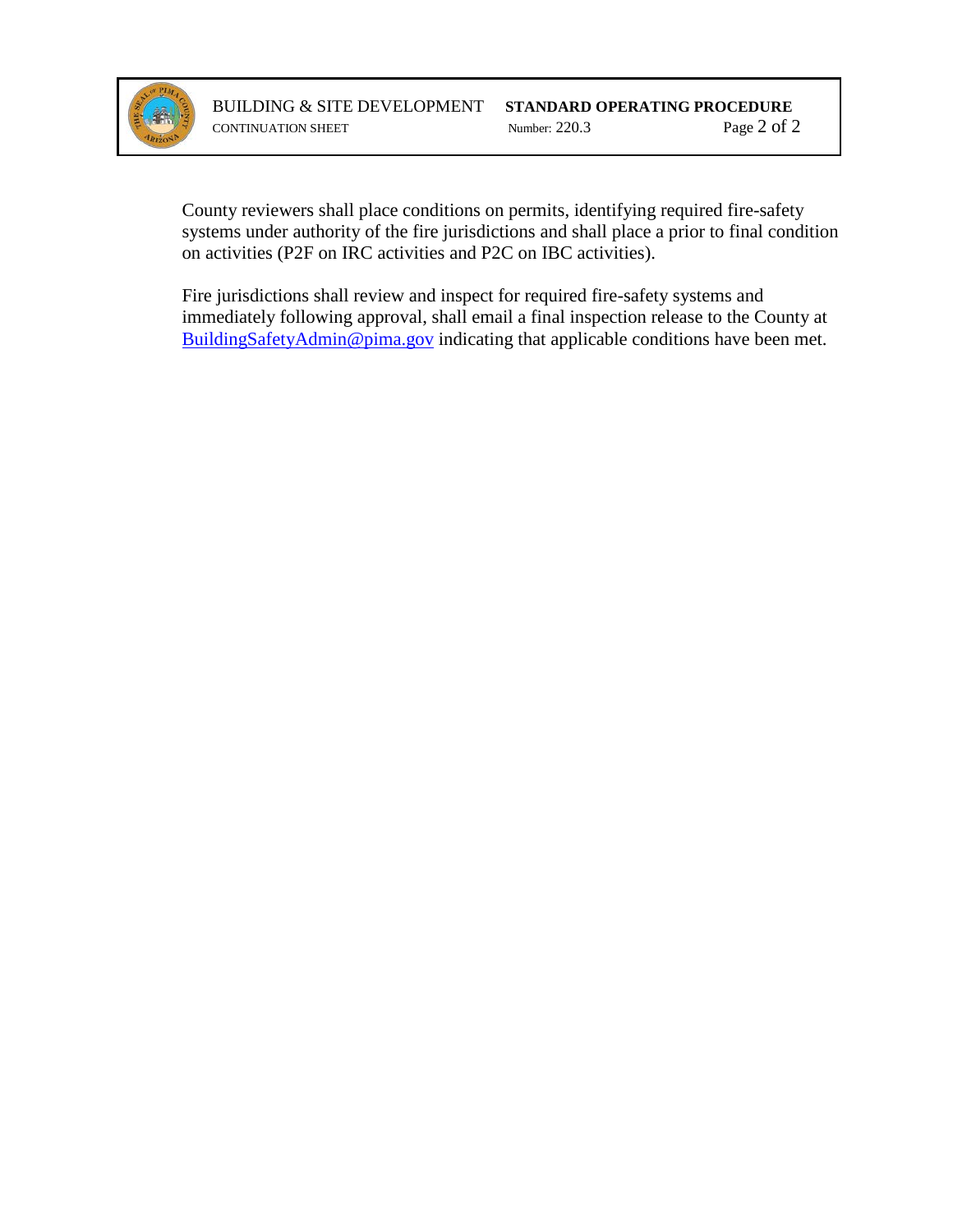County reviewers shall place conditions on permits, identifying required fire-safety systems under authority of the fire jurisdictions and shall place a prior to final condition on activities (P2F on IRC activities and P2C on IBC activities).

Fire jurisdictions shall review and inspect for required fire-safety systems and immediately following approval, shall email a final inspection release to the County at BuildingSafetyAdmin@pima.gov indicating that applicable conditions have been met.